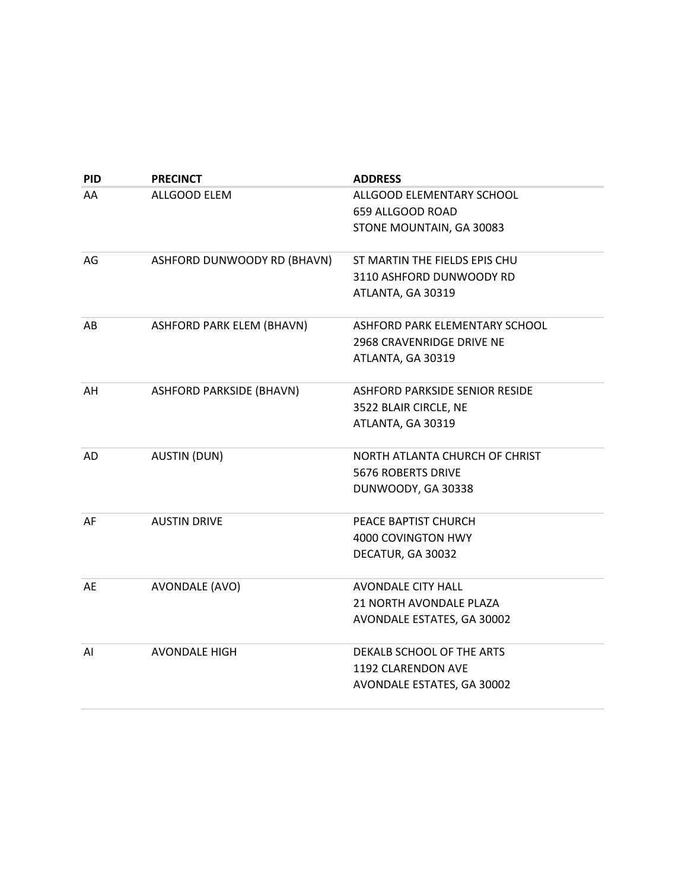| PID | PRECINCT | ADDRESS |
|---|---|---|
| AA | ALLGOOD ELEM | ALLGOOD ELEMENTARY SCHOOL<br>659 ALLGOOD ROAD<br>STONE MOUNTAIN, GA 30083 |
| AG | ASHFORD DUNWOODY RD (BHAVN) | ST MARTIN THE FIELDS EPIS CHU<br>3110 ASHFORD DUNWOODY RD<br>ATLANTA, GA 30319 |
| AB | ASHFORD PARK ELEM (BHAVN) | ASHFORD PARK ELEMENTARY SCHOOL<br>2968 CRAVENRIDGE DRIVE NE<br>ATLANTA, GA 30319 |
| AH | ASHFORD PARKSIDE (BHAVN) | ASHFORD PARKSIDE SENIOR RESIDE<br>3522 BLAIR CIRCLE, NE<br>ATLANTA, GA 30319 |
| AD | AUSTIN (DUN) | NORTH ATLANTA CHURCH OF CHRIST<br>5676 ROBERTS DRIVE<br>DUNWOODY, GA 30338 |
| AF | AUSTIN DRIVE | PEACE BAPTIST CHURCH<br>4000 COVINGTON HWY<br>DECATUR, GA 30032 |
| AE | AVONDALE (AVO) | AVONDALE CITY HALL<br>21 NORTH AVONDALE PLAZA<br>AVONDALE ESTATES, GA 30002 |
| AI | AVONDALE HIGH | DEKALB SCHOOL OF THE ARTS<br>1192 CLARENDON AVE<br>AVONDALE ESTATES, GA 30002 |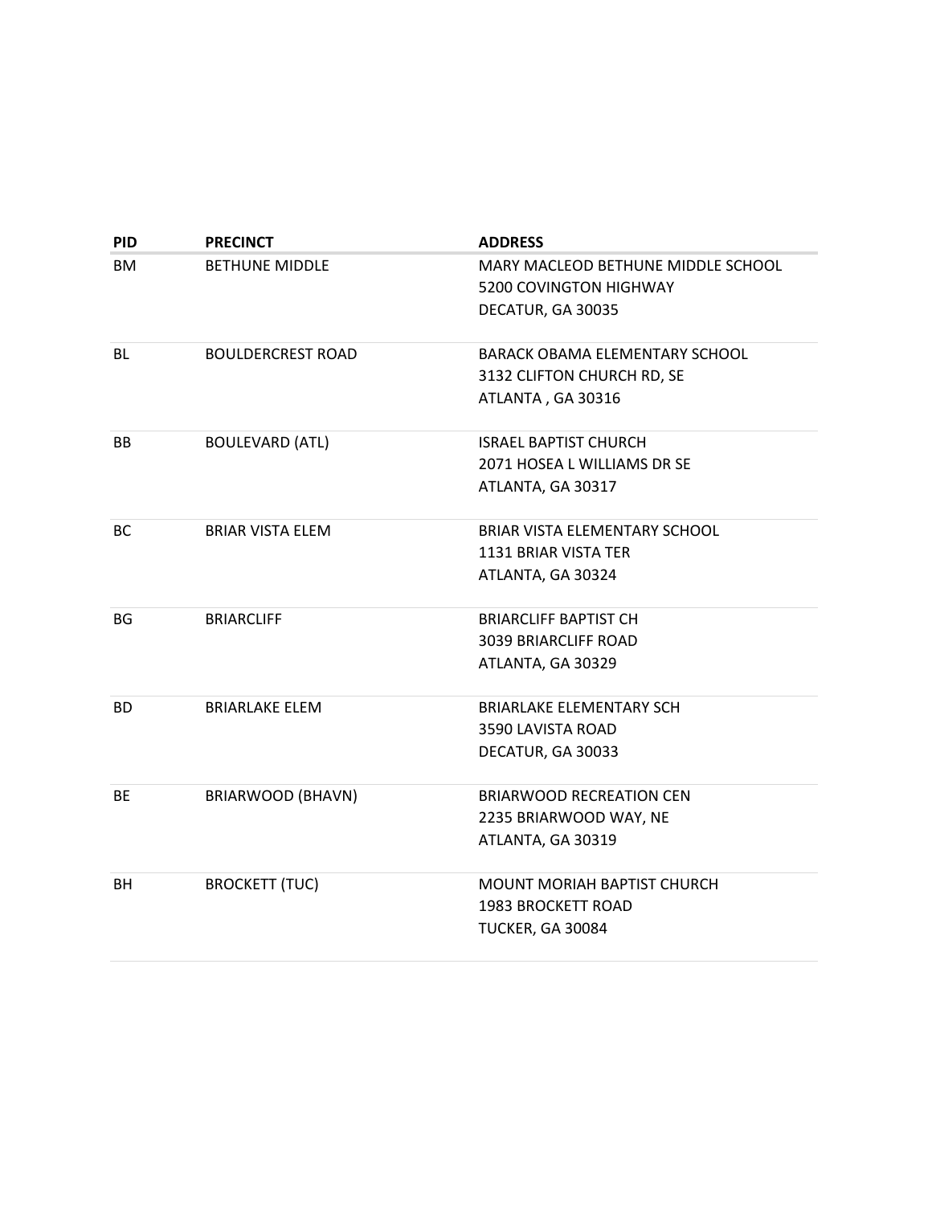| PID | PRECINCT | ADDRESS |
| --- | --- | --- |
| BM | BETHUNE MIDDLE | MARY MACLEOD BETHUNE MIDDLE SCHOOL<br>5200 COVINGTON HIGHWAY<br>DECATUR, GA 30035 |
| BL | BOULDERCREST ROAD | BARACK OBAMA ELEMENTARY SCHOOL<br>3132 CLIFTON CHURCH RD, SE<br>ATLANTA , GA 30316 |
| BB | BOULEVARD (ATL) | ISRAEL BAPTIST CHURCH<br>2071 HOSEA L WILLIAMS DR SE<br>ATLANTA, GA 30317 |
| BC | BRIAR VISTA ELEM | BRIAR VISTA ELEMENTARY SCHOOL<br>1131 BRIAR VISTA TER<br>ATLANTA, GA 30324 |
| BG | BRIARCLIFF | BRIARCLIFF BAPTIST CH<br>3039 BRIARCLIFF ROAD<br>ATLANTA, GA 30329 |
| BD | BRIARLAKE ELEM | BRIARLAKE ELEMENTARY SCH<br>3590 LAVISTA ROAD<br>DECATUR, GA 30033 |
| BE | BRIARWOOD (BHAVN) | BRIARWOOD RECREATION CEN<br>2235 BRIARWOOD WAY, NE<br>ATLANTA, GA 30319 |
| BH | BROCKETT (TUC) | MOUNT MORIAH BAPTIST CHURCH<br>1983 BROCKETT ROAD<br>TUCKER, GA 30084 |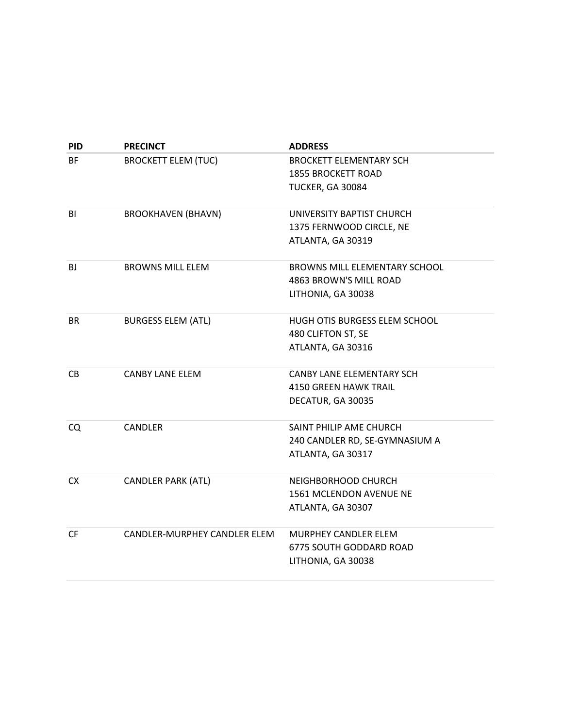| PID | PRECINCT | ADDRESS |
| --- | --- | --- |
| BF | BROCKETT ELEM (TUC) | BROCKETT ELEMENTARY SCH<br>1855 BROCKETT ROAD<br>TUCKER, GA 30084 |
| BI | BROOKHAVEN (BHAVN) | UNIVERSITY BAPTIST CHURCH<br>1375 FERNWOOD CIRCLE, NE<br>ATLANTA, GA 30319 |
| BJ | BROWNS MILL ELEM | BROWNS MILL ELEMENTARY SCHOOL<br>4863 BROWN'S MILL ROAD<br>LITHONIA, GA 30038 |
| BR | BURGESS ELEM (ATL) | HUGH OTIS BURGESS ELEM SCHOOL<br>480 CLIFTON ST, SE<br>ATLANTA, GA 30316 |
| CB | CANBY LANE ELEM | CANBY LANE ELEMENTARY SCH<br>4150 GREEN HAWK TRAIL<br>DECATUR, GA 30035 |
| CQ | CANDLER | SAINT PHILIP AME CHURCH<br>240 CANDLER RD, SE-GYMNASIUM A<br>ATLANTA, GA 30317 |
| CX | CANDLER PARK (ATL) | NEIGHBORHOOD CHURCH<br>1561 MCLENDON AVENUE NE<br>ATLANTA, GA 30307 |
| CF | CANDLER-MURPHEY CANDLER ELEM | MURPHEY CANDLER ELEM<br>6775 SOUTH GODDARD ROAD<br>LITHONIA, GA 30038 |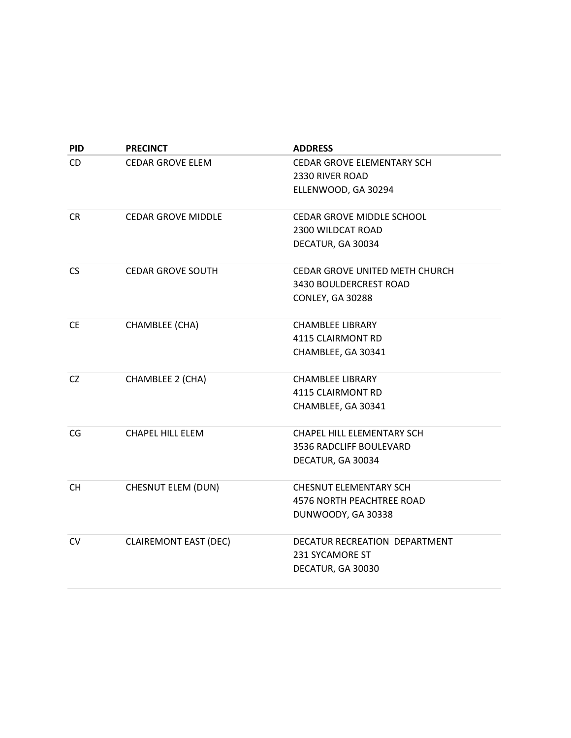| PID | PRECINCT | ADDRESS |
|---|---|---|
| CD | CEDAR GROVE ELEM | CEDAR GROVE ELEMENTARY SCH<br>2330 RIVER ROAD<br>ELLENWOOD, GA 30294 |
| CR | CEDAR GROVE MIDDLE | CEDAR GROVE MIDDLE SCHOOL<br>2300 WILDCAT ROAD<br>DECATUR, GA 30034 |
| CS | CEDAR GROVE SOUTH | CEDAR GROVE UNITED METH CHURCH<br>3430 BOULDERCREST ROAD<br>CONLEY, GA 30288 |
| CE | CHAMBLEE (CHA) | CHAMBLEE LIBRARY<br>4115 CLAIRMONT RD<br>CHAMBLEE, GA 30341 |
| CZ | CHAMBLEE 2 (CHA) | CHAMBLEE LIBRARY<br>4115 CLAIRMONT RD<br>CHAMBLEE, GA 30341 |
| CG | CHAPEL HILL ELEM | CHAPEL HILL ELEMENTARY SCH<br>3536 RADCLIFF BOULEVARD<br>DECATUR, GA 30034 |
| CH | CHESNUT ELEM (DUN) | CHESNUT ELEMENTARY SCH<br>4576 NORTH PEACHTREE ROAD<br>DUNWOODY, GA 30338 |
| CV | CLAIREMONT EAST (DEC) | DECATUR RECREATION DEPARTMENT<br>231 SYCAMORE ST<br>DECATUR, GA 30030 |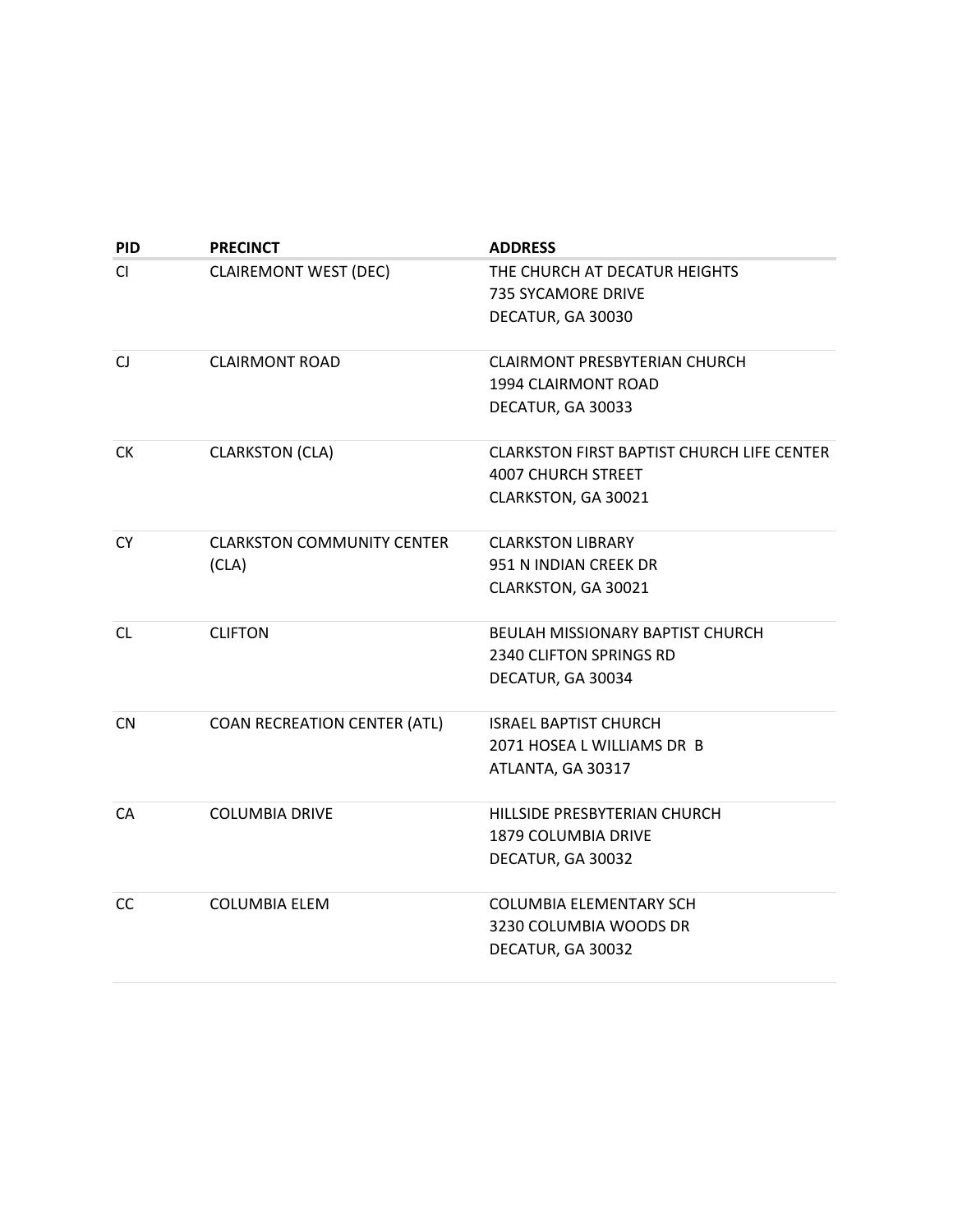| PID | PRECINCT | ADDRESS |
| --- | --- | --- |
| CI | CLAIREMONT WEST (DEC) | THE CHURCH AT DECATUR HEIGHTS<br>735 SYCAMORE DRIVE<br>DECATUR, GA 30030 |
| CJ | CLAIRMONT ROAD | CLAIRMONT PRESBYTERIAN CHURCH<br>1994 CLAIRMONT ROAD<br>DECATUR, GA 30033 |
| CK | CLARKSTON (CLA) | CLARKSTON FIRST BAPTIST CHURCH LIFE CENTER<br>4007 CHURCH STREET<br>CLARKSTON, GA 30021 |
| CY | CLARKSTON COMMUNITY CENTER (CLA) | CLARKSTON LIBRARY<br>951 N INDIAN CREEK DR<br>CLARKSTON, GA 30021 |
| CL | CLIFTON | BEULAH MISSIONARY BAPTIST CHURCH<br>2340 CLIFTON SPRINGS RD<br>DECATUR, GA 30034 |
| CN | COAN RECREATION CENTER (ATL) | ISRAEL BAPTIST CHURCH<br>2071 HOSEA L WILLIAMS DR B<br>ATLANTA, GA 30317 |
| CA | COLUMBIA DRIVE | HILLSIDE PRESBYTERIAN CHURCH<br>1879 COLUMBIA DRIVE<br>DECATUR, GA 30032 |
| CC | COLUMBIA ELEM | COLUMBIA ELEMENTARY SCH<br>3230 COLUMBIA WOODS DR<br>DECATUR, GA 30032 |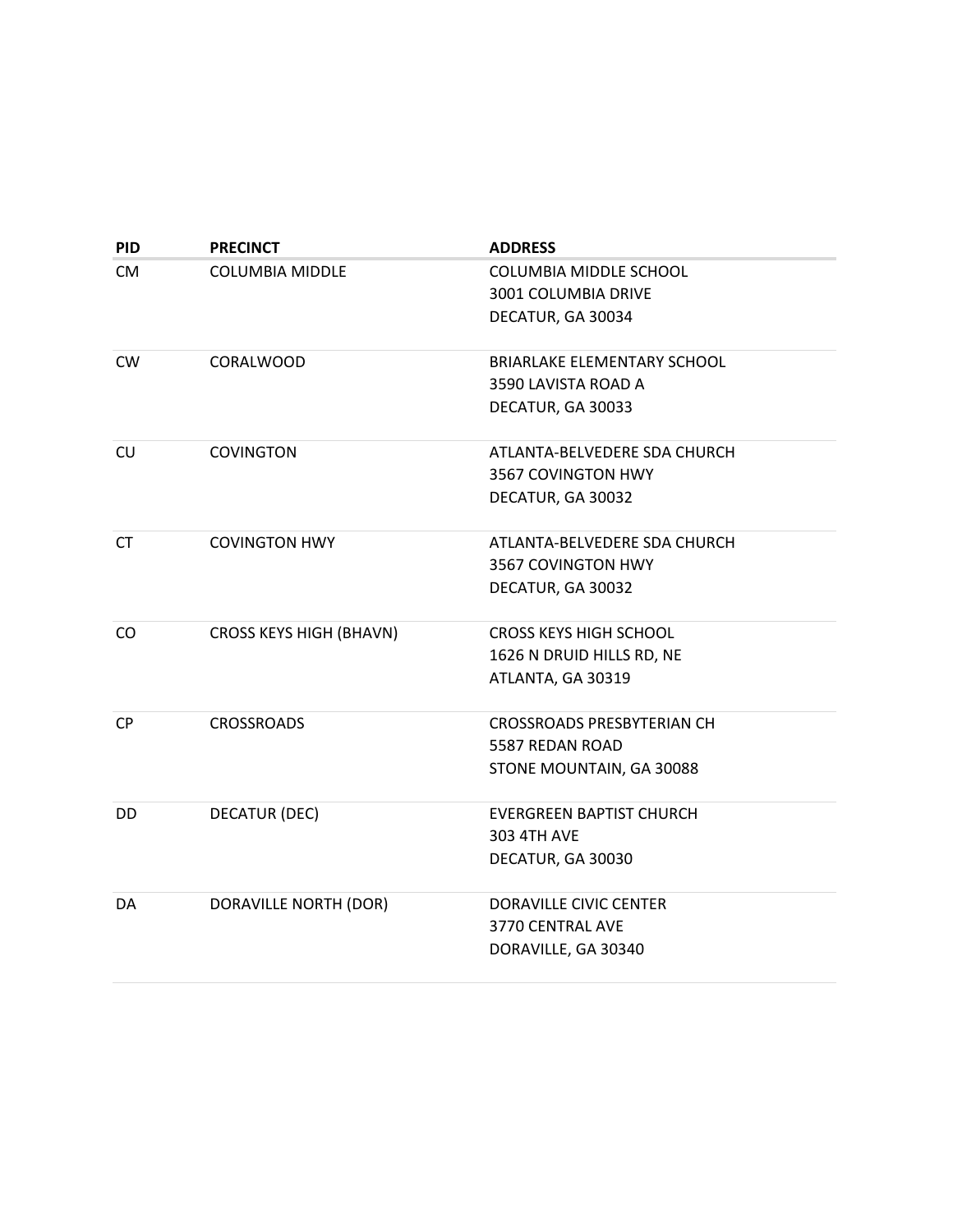| PID | PRECINCT | ADDRESS |
|---|---|---|
| CM | COLUMBIA MIDDLE | COLUMBIA MIDDLE SCHOOL<br>3001 COLUMBIA DRIVE<br>DECATUR, GA 30034 |
| CW | CORALWOOD | BRIARLAKE ELEMENTARY SCHOOL<br>3590 LAVISTA ROAD A<br>DECATUR, GA 30033 |
| CU | COVINGTON | ATLANTA-BELVEDERE SDA CHURCH<br>3567 COVINGTON HWY<br>DECATUR, GA 30032 |
| CT | COVINGTON HWY | ATLANTA-BELVEDERE SDA CHURCH<br>3567 COVINGTON HWY<br>DECATUR, GA 30032 |
| CO | CROSS KEYS HIGH (BHAVN) | CROSS KEYS HIGH SCHOOL<br>1626 N DRUID HILLS RD, NE<br>ATLANTA, GA 30319 |
| CP | CROSSROADS | CROSSROADS PRESBYTERIAN CH<br>5587 REDAN ROAD<br>STONE MOUNTAIN, GA 30088 |
| DD | DECATUR (DEC) | EVERGREEN BAPTIST CHURCH<br>303 4TH AVE<br>DECATUR, GA 30030 |
| DA | DORAVILLE NORTH (DOR) | DORAVILLE CIVIC CENTER<br>3770 CENTRAL AVE<br>DORAVILLE, GA 30340 |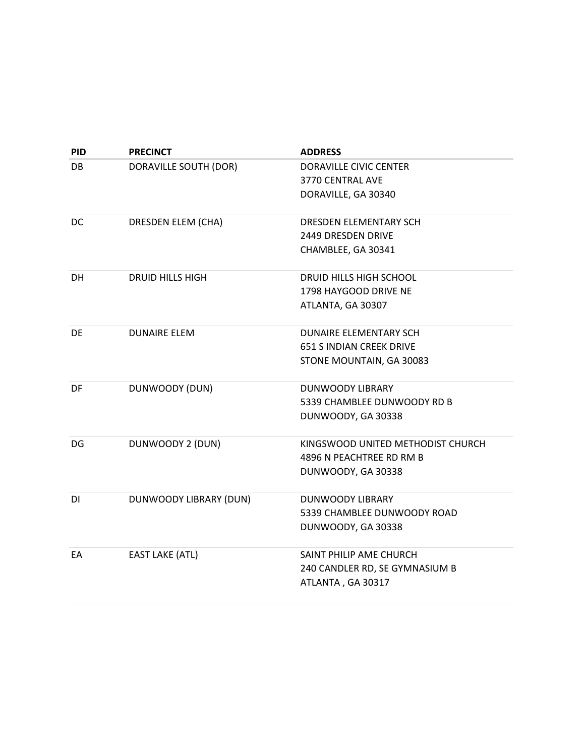| PID | PRECINCT | ADDRESS |
|---|---|---|
| DB | DORAVILLE SOUTH (DOR) | DORAVILLE CIVIC CENTER<br>3770 CENTRAL AVE<br>DORAVILLE, GA 30340 |
| DC | DRESDEN ELEM (CHA) | DRESDEN ELEMENTARY SCH<br>2449 DRESDEN DRIVE<br>CHAMBLEE, GA 30341 |
| DH | DRUID HILLS HIGH | DRUID HILLS HIGH SCHOOL<br>1798 HAYGOOD DRIVE NE<br>ATLANTA, GA 30307 |
| DE | DUNAIRE ELEM | DUNAIRE ELEMENTARY SCH<br>651 S INDIAN CREEK DRIVE<br>STONE MOUNTAIN, GA 30083 |
| DF | DUNWOODY (DUN) | DUNWOODY LIBRARY<br>5339 CHAMBLEE DUNWOODY RD B<br>DUNWOODY, GA 30338 |
| DG | DUNWOODY 2 (DUN) | KINGSWOOD UNITED METHODIST CHURCH<br>4896 N PEACHTREE RD RM B<br>DUNWOODY, GA 30338 |
| DI | DUNWOODY LIBRARY (DUN) | DUNWOODY LIBRARY<br>5339 CHAMBLEE DUNWOODY ROAD<br>DUNWOODY, GA 30338 |
| EA | EAST LAKE (ATL) | SAINT PHILIP AME CHURCH<br>240 CANDLER RD, SE GYMNASIUM B<br>ATLANTA , GA 30317 |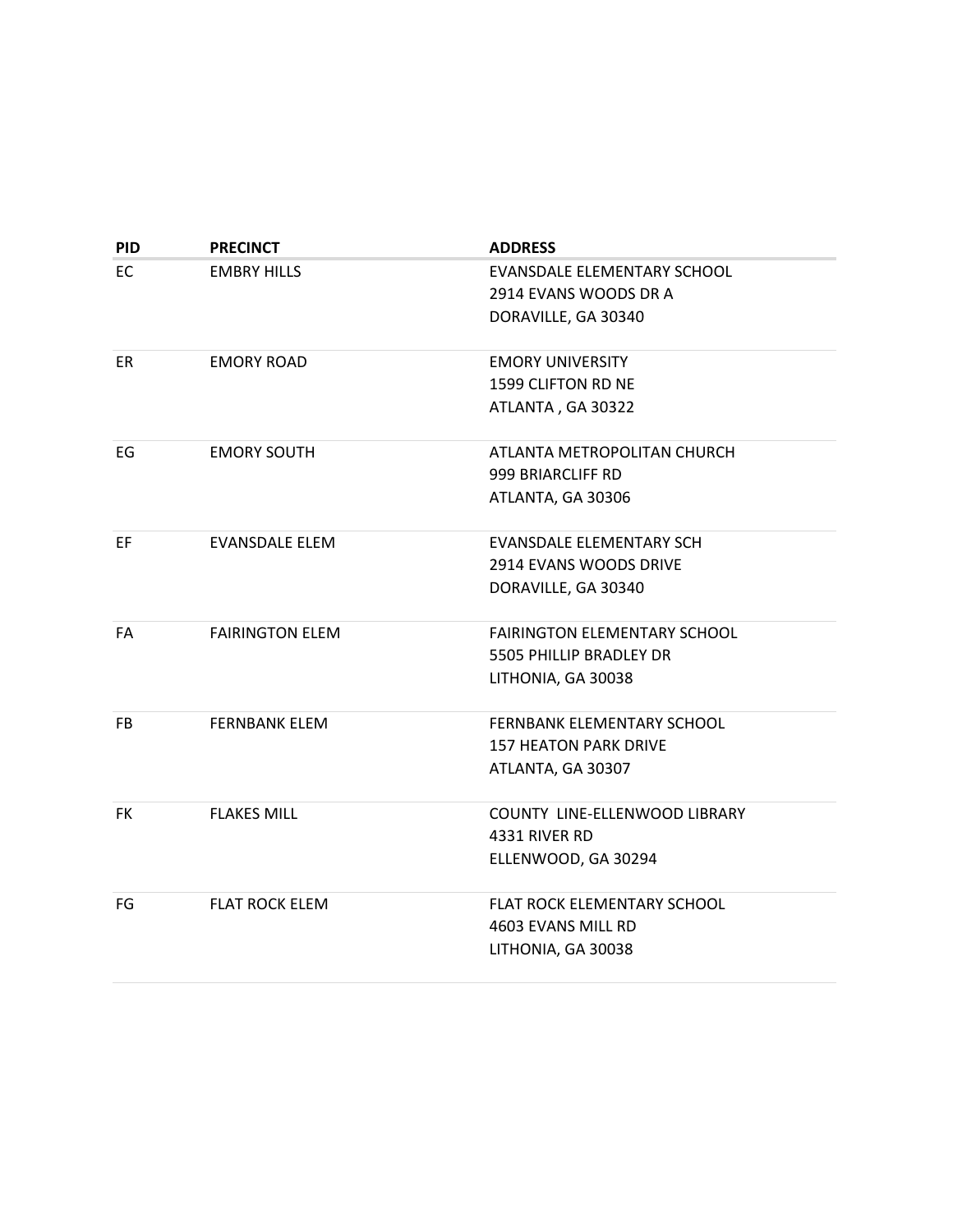| PID | PRECINCT | ADDRESS |
| --- | --- | --- |
| EC | EMBRY HILLS | EVANSDALE ELEMENTARY SCHOOL<br>2914 EVANS WOODS DR A<br>DORAVILLE, GA 30340 |
| ER | EMORY ROAD | EMORY UNIVERSITY<br>1599 CLIFTON RD NE<br>ATLANTA , GA 30322 |
| EG | EMORY SOUTH | ATLANTA METROPOLITAN CHURCH<br>999 BRIARCLIFF RD<br>ATLANTA, GA 30306 |
| EF | EVANSDALE ELEM | EVANSDALE ELEMENTARY SCH<br>2914 EVANS WOODS DRIVE<br>DORAVILLE, GA 30340 |
| FA | FAIRINGTON ELEM | FAIRINGTON ELEMENTARY SCHOOL<br>5505 PHILLIP BRADLEY DR<br>LITHONIA, GA 30038 |
| FB | FERNBANK ELEM | FERNBANK ELEMENTARY SCHOOL<br>157 HEATON PARK DRIVE<br>ATLANTA, GA 30307 |
| FK | FLAKES MILL | COUNTY LINE-ELLENWOOD LIBRARY<br>4331 RIVER RD<br>ELLENWOOD, GA 30294 |
| FG | FLAT ROCK ELEM | FLAT ROCK ELEMENTARY SCHOOL<br>4603 EVANS MILL RD<br>LITHONIA, GA 30038 |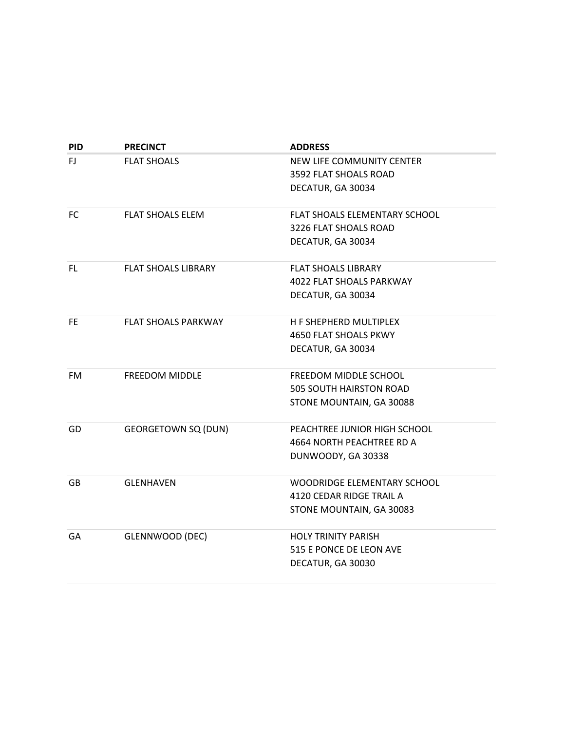| PID | PRECINCT | ADDRESS |
| --- | --- | --- |
| FJ | FLAT SHOALS | NEW LIFE COMMUNITY CENTER<br>3592 FLAT SHOALS ROAD<br>DECATUR, GA 30034 |
| FC | FLAT SHOALS ELEM | FLAT SHOALS ELEMENTARY SCHOOL<br>3226 FLAT SHOALS ROAD<br>DECATUR, GA 30034 |
| FL | FLAT SHOALS LIBRARY | FLAT SHOALS LIBRARY<br>4022 FLAT SHOALS PARKWAY<br>DECATUR, GA 30034 |
| FE | FLAT SHOALS PARKWAY | H F SHEPHERD MULTIPLEX<br>4650 FLAT SHOALS PKWY<br>DECATUR, GA 30034 |
| FM | FREEDOM MIDDLE | FREEDOM MIDDLE SCHOOL<br>505 SOUTH HAIRSTON ROAD<br>STONE MOUNTAIN, GA 30088 |
| GD | GEORGETOWN SQ (DUN) | PEACHTREE JUNIOR HIGH SCHOOL<br>4664 NORTH PEACHTREE RD A<br>DUNWOODY, GA 30338 |
| GB | GLENHAVEN | WOODRIDGE ELEMENTARY SCHOOL<br>4120 CEDAR RIDGE TRAIL A<br>STONE MOUNTAIN, GA 30083 |
| GA | GLENNWOOD (DEC) | HOLY TRINITY PARISH<br>515 E PONCE DE LEON AVE<br>DECATUR, GA 30030 |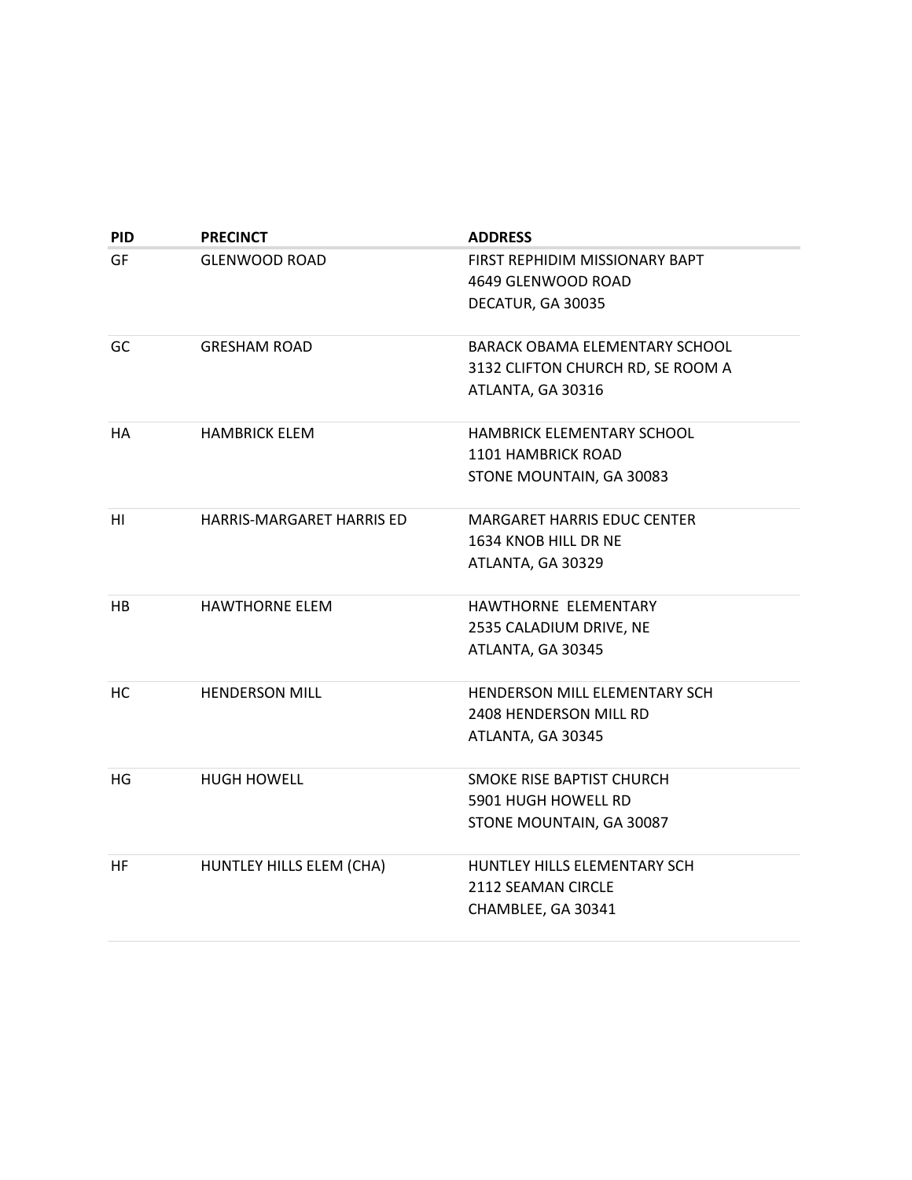| PID | PRECINCT | ADDRESS |
|---|---|---|
| GF | GLENWOOD ROAD | FIRST REPHIDIM MISSIONARY BAPT<br>4649 GLENWOOD ROAD<br>DECATUR, GA 30035 |
| GC | GRESHAM ROAD | BARACK OBAMA ELEMENTARY SCHOOL<br>3132 CLIFTON CHURCH RD, SE ROOM A<br>ATLANTA, GA 30316 |
| HA | HAMBRICK ELEM | HAMBRICK ELEMENTARY SCHOOL<br>1101 HAMBRICK ROAD<br>STONE MOUNTAIN, GA 30083 |
| HI | HARRIS-MARGARET HARRIS ED | MARGARET HARRIS EDUC CENTER<br>1634 KNOB HILL DR NE<br>ATLANTA, GA 30329 |
| HB | HAWTHORNE ELEM | HAWTHORNE ELEMENTARY<br>2535 CALADIUM DRIVE, NE<br>ATLANTA, GA 30345 |
| HC | HENDERSON MILL | HENDERSON MILL ELEMENTARY SCH<br>2408 HENDERSON MILL RD<br>ATLANTA, GA 30345 |
| HG | HUGH HOWELL | SMOKE RISE BAPTIST CHURCH<br>5901 HUGH HOWELL RD<br>STONE MOUNTAIN, GA 30087 |
| HF | HUNTLEY HILLS ELEM (CHA) | HUNTLEY HILLS ELEMENTARY SCH<br>2112 SEAMAN CIRCLE<br>CHAMBLEE, GA 30341 |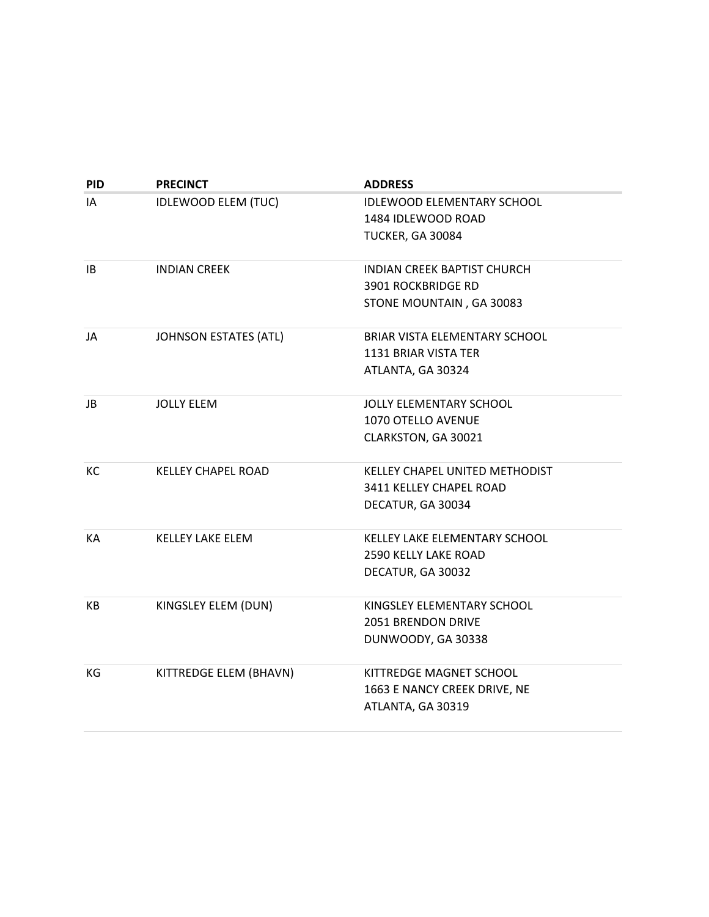| PID | PRECINCT | ADDRESS |
| --- | --- | --- |
| IA | IDLEWOOD ELEM (TUC) | IDLEWOOD ELEMENTARY SCHOOL<br>1484 IDLEWOOD ROAD<br>TUCKER, GA 30084 |
| IB | INDIAN CREEK | INDIAN CREEK BAPTIST CHURCH<br>3901 ROCKBRIDGE RD<br>STONE MOUNTAIN , GA 30083 |
| JA | JOHNSON ESTATES (ATL) | BRIAR VISTA ELEMENTARY SCHOOL<br>1131 BRIAR VISTA TER<br>ATLANTA, GA 30324 |
| JB | JOLLY ELEM | JOLLY ELEMENTARY SCHOOL<br>1070 OTELLO AVENUE<br>CLARKSTON, GA 30021 |
| KC | KELLEY CHAPEL ROAD | KELLEY CHAPEL UNITED METHODIST<br>3411 KELLEY CHAPEL ROAD<br>DECATUR, GA 30034 |
| KA | KELLEY LAKE ELEM | KELLEY LAKE ELEMENTARY SCHOOL<br>2590 KELLY LAKE ROAD<br>DECATUR, GA 30032 |
| KB | KINGSLEY ELEM (DUN) | KINGSLEY ELEMENTARY SCHOOL<br>2051 BRENDON DRIVE<br>DUNWOODY, GA 30338 |
| KG | KITTREDGE ELEM (BHAVN) | KITTREDGE MAGNET SCHOOL<br>1663 E NANCY CREEK DRIVE, NE<br>ATLANTA, GA 30319 |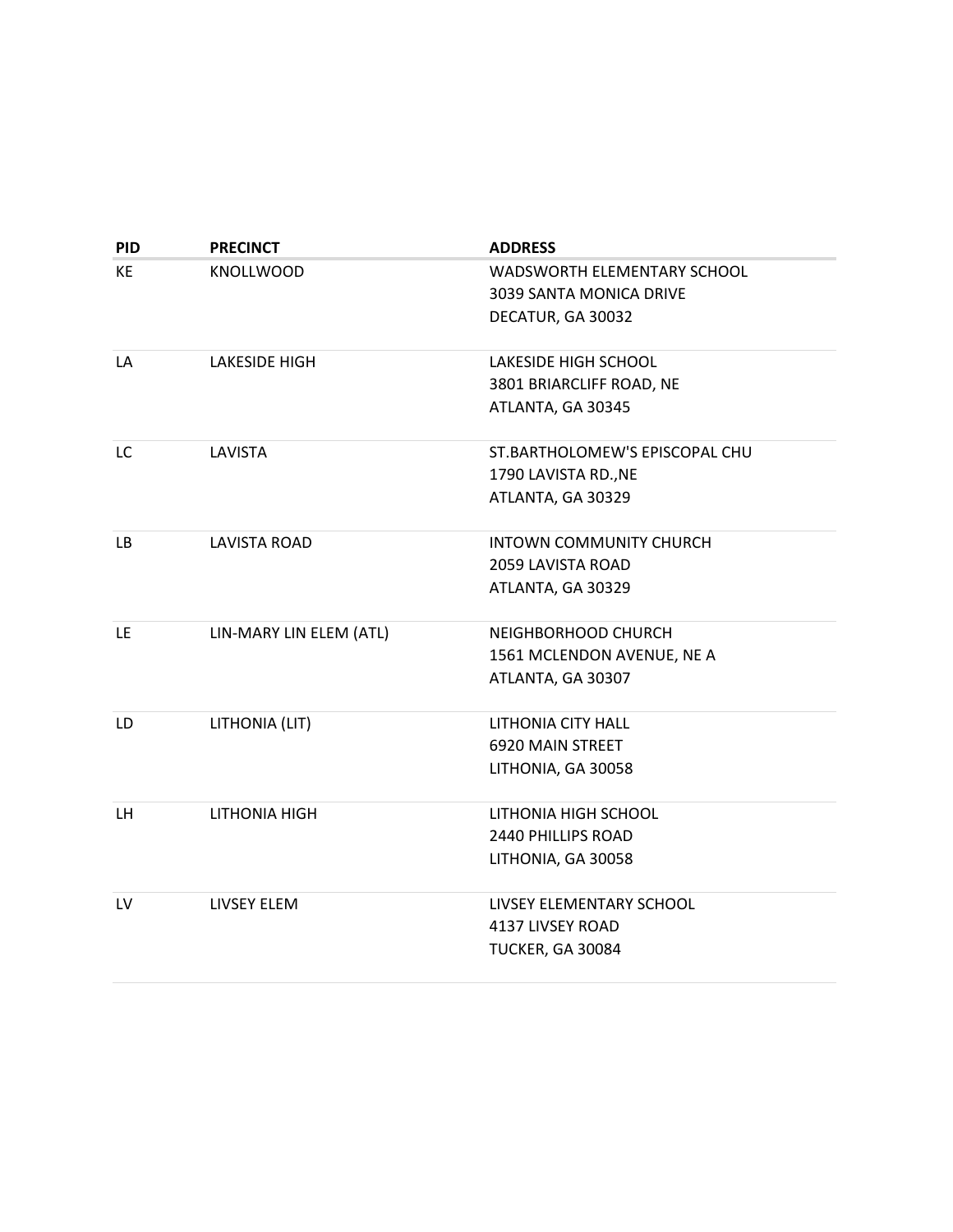| PID | PRECINCT | ADDRESS |
|---|---|---|
| KE | KNOLLWOOD | WADSWORTH ELEMENTARY SCHOOL<br>3039 SANTA MONICA DRIVE<br>DECATUR, GA 30032 |
| LA | LAKESIDE HIGH | LAKESIDE HIGH SCHOOL<br>3801 BRIARCLIFF ROAD, NE<br>ATLANTA, GA 30345 |
| LC | LAVISTA | ST.BARTHOLOMEW'S EPISCOPAL CHU<br>1790 LAVISTA RD.,NE<br>ATLANTA, GA 30329 |
| LB | LAVISTA ROAD | INTOWN COMMUNITY CHURCH<br>2059 LAVISTA ROAD<br>ATLANTA, GA 30329 |
| LE | LIN-MARY LIN ELEM (ATL) | NEIGHBORHOOD CHURCH<br>1561 MCLENDON AVENUE, NE A<br>ATLANTA, GA 30307 |
| LD | LITHONIA (LIT) | LITHONIA CITY HALL<br>6920 MAIN STREET<br>LITHONIA, GA 30058 |
| LH | LITHONIA HIGH | LITHONIA HIGH SCHOOL<br>2440 PHILLIPS ROAD<br>LITHONIA, GA 30058 |
| LV | LIVSEY ELEM | LIVSEY ELEMENTARY SCHOOL<br>4137 LIVSEY ROAD<br>TUCKER, GA 30084 |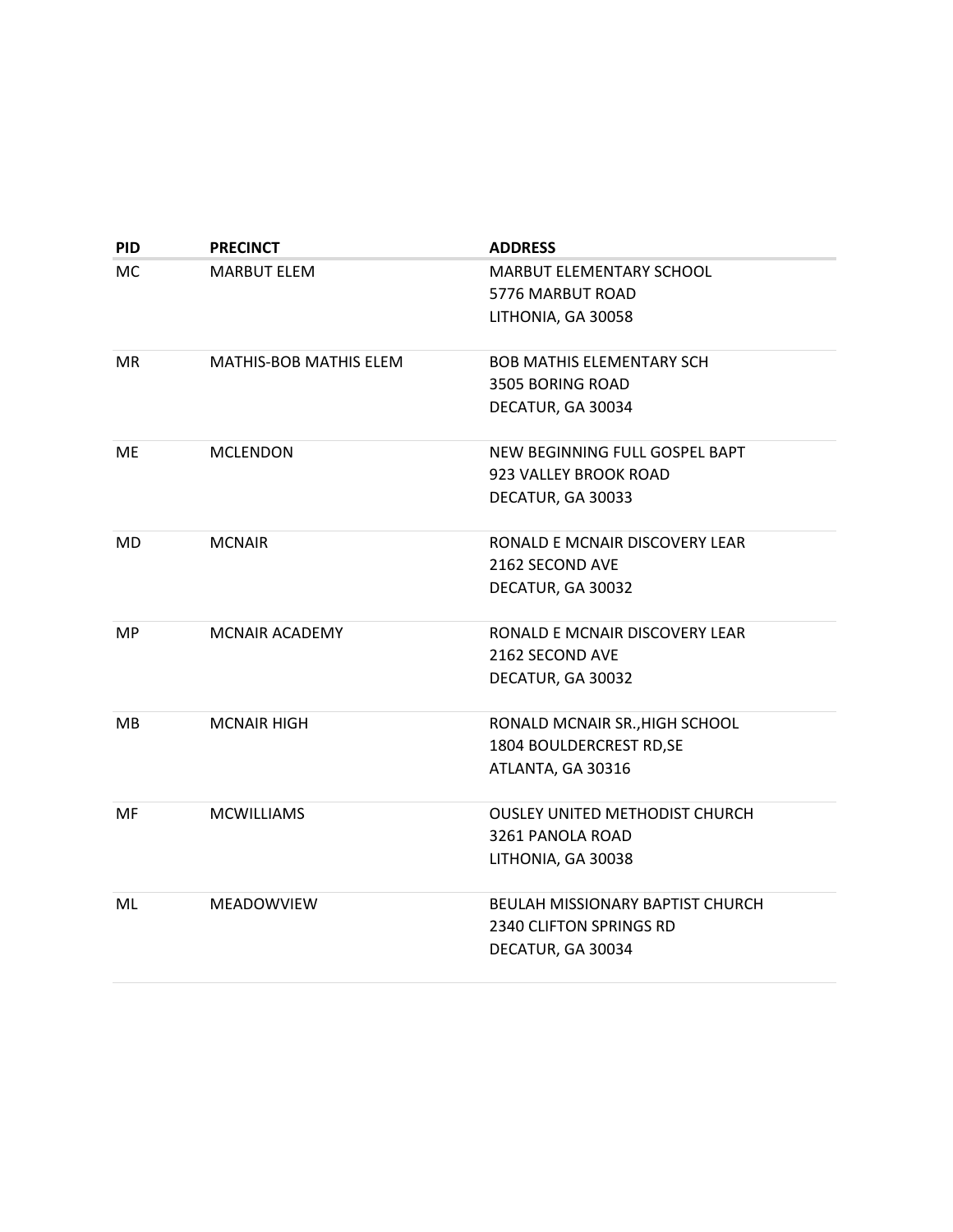| PID | PRECINCT | ADDRESS |
|---|---|---|
| MC | MARBUT ELEM | MARBUT ELEMENTARY SCHOOL<br>5776 MARBUT ROAD<br>LITHONIA, GA 30058 |
| MR | MATHIS-BOB MATHIS ELEM | BOB MATHIS ELEMENTARY SCH<br>3505 BORING ROAD<br>DECATUR, GA 30034 |
| ME | MCLENDON | NEW BEGINNING FULL GOSPEL BAPT<br>923 VALLEY BROOK ROAD<br>DECATUR, GA 30033 |
| MD | MCNAIR | RONALD E MCNAIR DISCOVERY LEAR<br>2162 SECOND AVE<br>DECATUR, GA 30032 |
| MP | MCNAIR ACADEMY | RONALD E MCNAIR DISCOVERY LEAR<br>2162 SECOND AVE<br>DECATUR, GA 30032 |
| MB | MCNAIR HIGH | RONALD MCNAIR SR.,HIGH SCHOOL<br>1804 BOULDERCREST RD,SE<br>ATLANTA, GA 30316 |
| MF | MCWILLIAMS | OUSLEY UNITED METHODIST CHURCH<br>3261 PANOLA ROAD<br>LITHONIA, GA 30038 |
| ML | MEADOWVIEW | BEULAH MISSIONARY BAPTIST CHURCH<br>2340 CLIFTON SPRINGS RD<br>DECATUR, GA 30034 |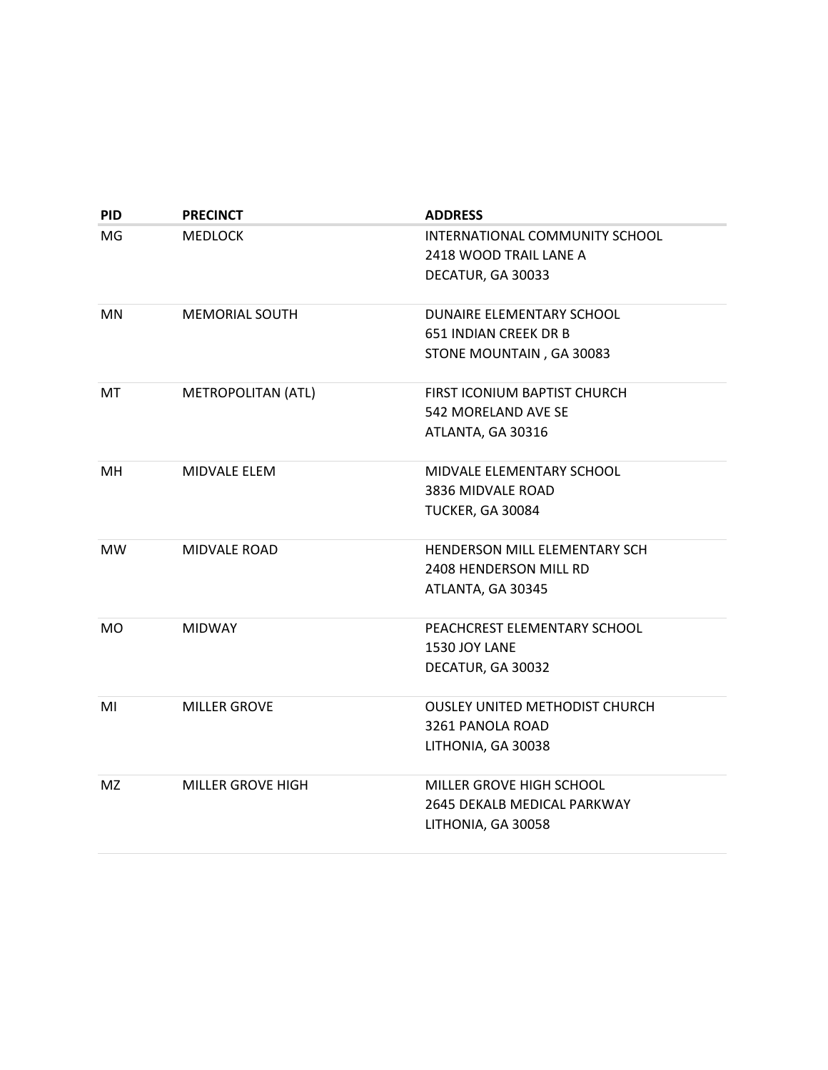| PID | PRECINCT | ADDRESS |
|---|---|---|
| MG | MEDLOCK | INTERNATIONAL COMMUNITY SCHOOL<br>2418 WOOD TRAIL LANE A<br>DECATUR, GA 30033 |
| MN | MEMORIAL SOUTH | DUNAIRE ELEMENTARY SCHOOL<br>651 INDIAN CREEK DR B<br>STONE MOUNTAIN , GA 30083 |
| MT | METROPOLITAN (ATL) | FIRST ICONIUM BAPTIST CHURCH<br>542 MORELAND AVE SE<br>ATLANTA, GA 30316 |
| MH | MIDVALE ELEM | MIDVALE ELEMENTARY SCHOOL<br>3836 MIDVALE ROAD<br>TUCKER, GA 30084 |
| MW | MIDVALE ROAD | HENDERSON MILL ELEMENTARY SCH<br>2408 HENDERSON MILL RD<br>ATLANTA, GA 30345 |
| MO | MIDWAY | PEACHCREST ELEMENTARY SCHOOL<br>1530 JOY LANE<br>DECATUR, GA 30032 |
| MI | MILLER GROVE | OUSLEY UNITED METHODIST CHURCH<br>3261 PANOLA ROAD<br>LITHONIA, GA 30038 |
| MZ | MILLER GROVE HIGH | MILLER GROVE HIGH SCHOOL<br>2645 DEKALB MEDICAL PARKWAY<br>LITHONIA, GA 30058 |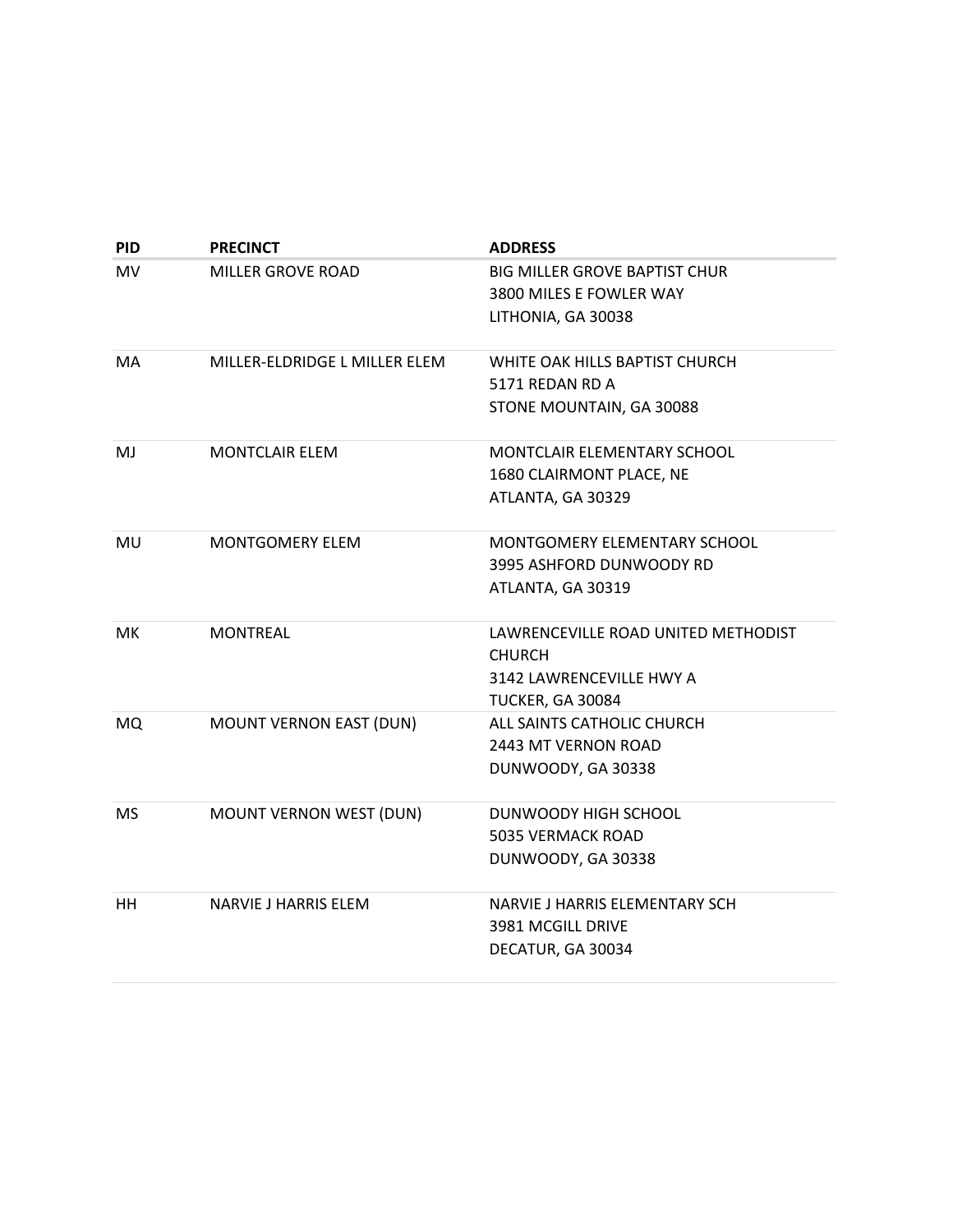| PID | PRECINCT | ADDRESS |
|---|---|---|
| MV | MILLER GROVE ROAD | BIG MILLER GROVE BAPTIST CHUR<br>3800 MILES E FOWLER WAY<br>LITHONIA, GA 30038 |
| MA | MILLER-ELDRIDGE L MILLER ELEM | WHITE OAK HILLS BAPTIST CHURCH<br>5171 REDAN RD A<br>STONE MOUNTAIN, GA 30088 |
| MJ | MONTCLAIR ELEM | MONTCLAIR ELEMENTARY SCHOOL<br>1680 CLAIRMONT PLACE, NE<br>ATLANTA, GA 30329 |
| MU | MONTGOMERY ELEM | MONTGOMERY ELEMENTARY SCHOOL<br>3995 ASHFORD DUNWOODY RD<br>ATLANTA, GA 30319 |
| MK | MONTREAL | LAWRENCEVILLE ROAD UNITED METHODIST CHURCH<br>3142 LAWRENCEVILLE HWY A<br>TUCKER, GA 30084 |
| MQ | MOUNT VERNON EAST (DUN) | ALL SAINTS CATHOLIC CHURCH<br>2443 MT VERNON ROAD<br>DUNWOODY, GA 30338 |
| MS | MOUNT VERNON WEST (DUN) | DUNWOODY HIGH SCHOOL<br>5035 VERMACK ROAD<br>DUNWOODY, GA 30338 |
| HH | NARVIE J HARRIS ELEM | NARVIE J HARRIS ELEMENTARY SCH<br>3981 MCGILL DRIVE<br>DECATUR, GA 30034 |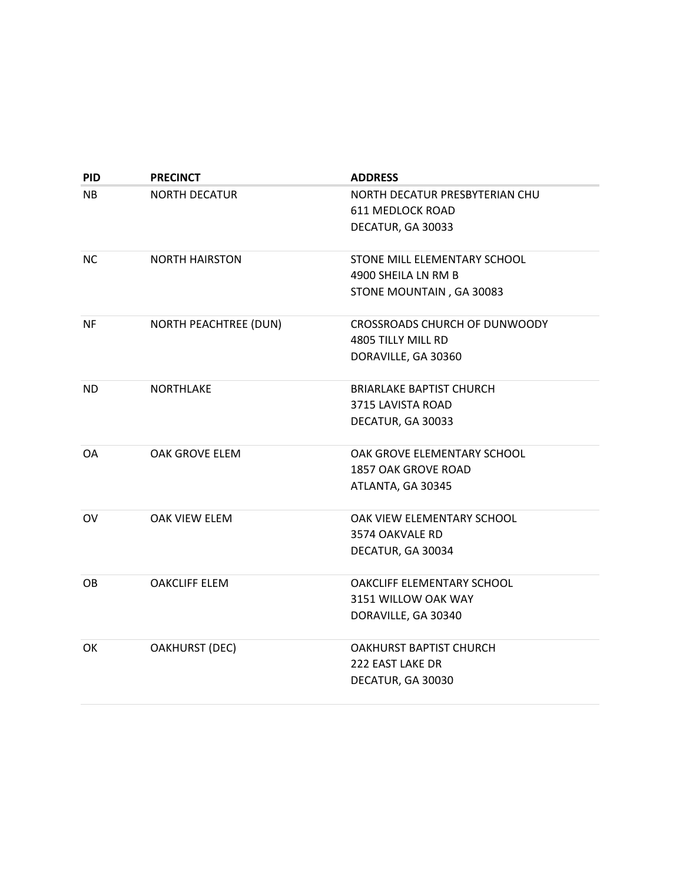| PID | PRECINCT | ADDRESS |
| --- | --- | --- |
| NB | NORTH DECATUR | NORTH DECATUR PRESBYTERIAN CHU<br>611 MEDLOCK ROAD<br>DECATUR, GA 30033 |
| NC | NORTH HAIRSTON | STONE MILL ELEMENTARY SCHOOL<br>4900 SHEILA LN RM B<br>STONE MOUNTAIN , GA 30083 |
| NF | NORTH PEACHTREE (DUN) | CROSSROADS CHURCH OF DUNWOODY<br>4805 TILLY MILL RD<br>DORAVILLE, GA 30360 |
| ND | NORTHLAKE | BRIARLAKE BAPTIST CHURCH<br>3715 LAVISTA ROAD<br>DECATUR, GA 30033 |
| OA | OAK GROVE ELEM | OAK GROVE ELEMENTARY SCHOOL<br>1857 OAK GROVE ROAD<br>ATLANTA, GA 30345 |
| OV | OAK VIEW ELEM | OAK VIEW ELEMENTARY SCHOOL<br>3574 OAKVALE RD<br>DECATUR, GA 30034 |
| OB | OAKCLIFF ELEM | OAKCLIFF ELEMENTARY SCHOOL<br>3151 WILLOW OAK WAY<br>DORAVILLE, GA 30340 |
| OK | OAKHURST (DEC) | OAKHURST BAPTIST CHURCH<br>222 EAST LAKE DR<br>DECATUR, GA 30030 |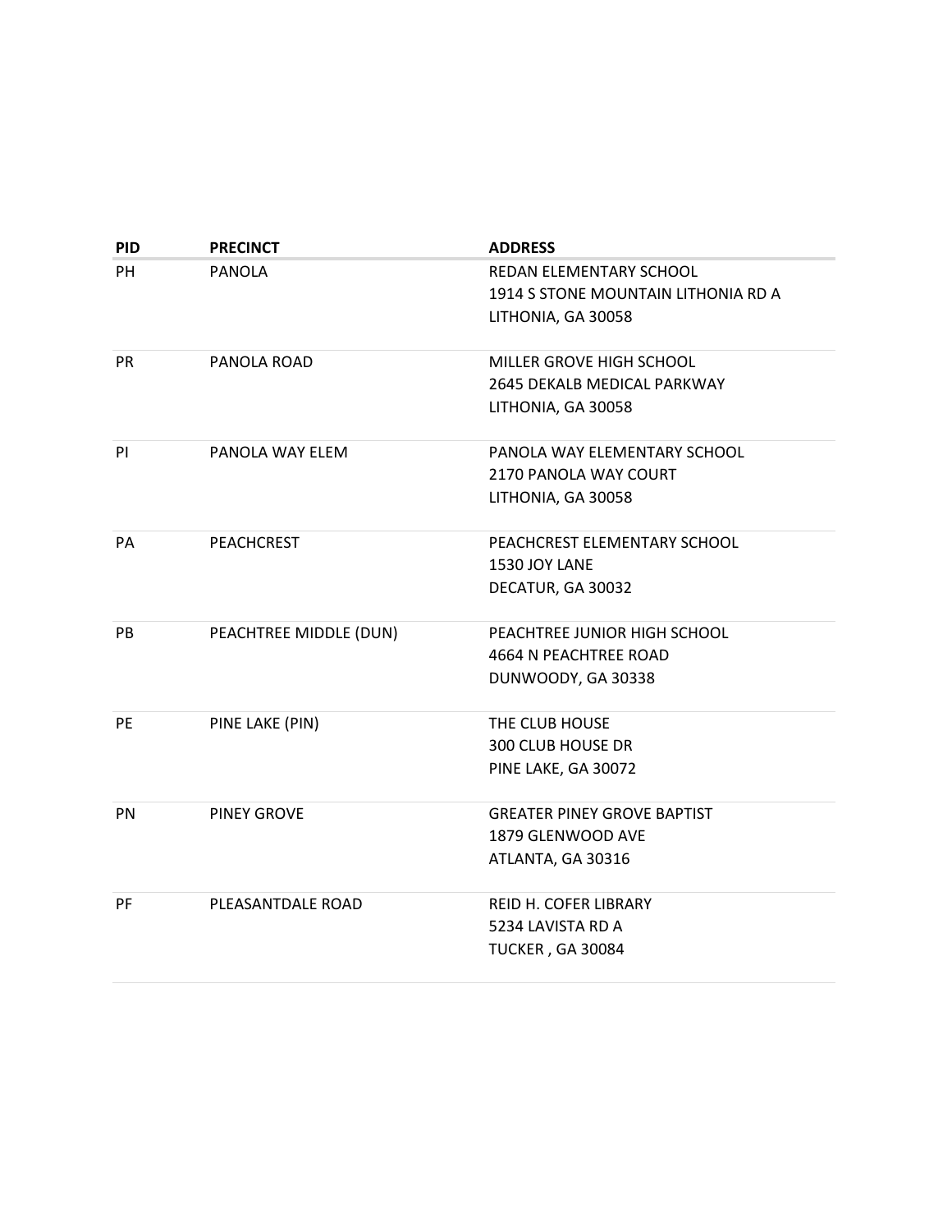| PID | PRECINCT | ADDRESS |
|---|---|---|
| PH | PANOLA | REDAN ELEMENTARY SCHOOL<br>1914 S STONE MOUNTAIN LITHONIA RD A<br>LITHONIA, GA 30058 |
| PR | PANOLA ROAD | MILLER GROVE HIGH SCHOOL<br>2645 DEKALB MEDICAL PARKWAY<br>LITHONIA, GA 30058 |
| PI | PANOLA WAY ELEM | PANOLA WAY ELEMENTARY SCHOOL<br>2170 PANOLA WAY COURT<br>LITHONIA, GA 30058 |
| PA | PEACHCREST | PEACHCREST ELEMENTARY SCHOOL<br>1530 JOY LANE<br>DECATUR, GA 30032 |
| PB | PEACHTREE MIDDLE (DUN) | PEACHTREE JUNIOR HIGH SCHOOL<br>4664 N PEACHTREE ROAD<br>DUNWOODY, GA 30338 |
| PE | PINE LAKE (PIN) | THE CLUB HOUSE<br>300 CLUB HOUSE DR<br>PINE LAKE, GA 30072 |
| PN | PINEY GROVE | GREATER PINEY GROVE BAPTIST<br>1879 GLENWOOD AVE<br>ATLANTA, GA 30316 |
| PF | PLEASANTDALE ROAD | REID H. COFER LIBRARY<br>5234 LAVISTA RD A<br>TUCKER , GA 30084 |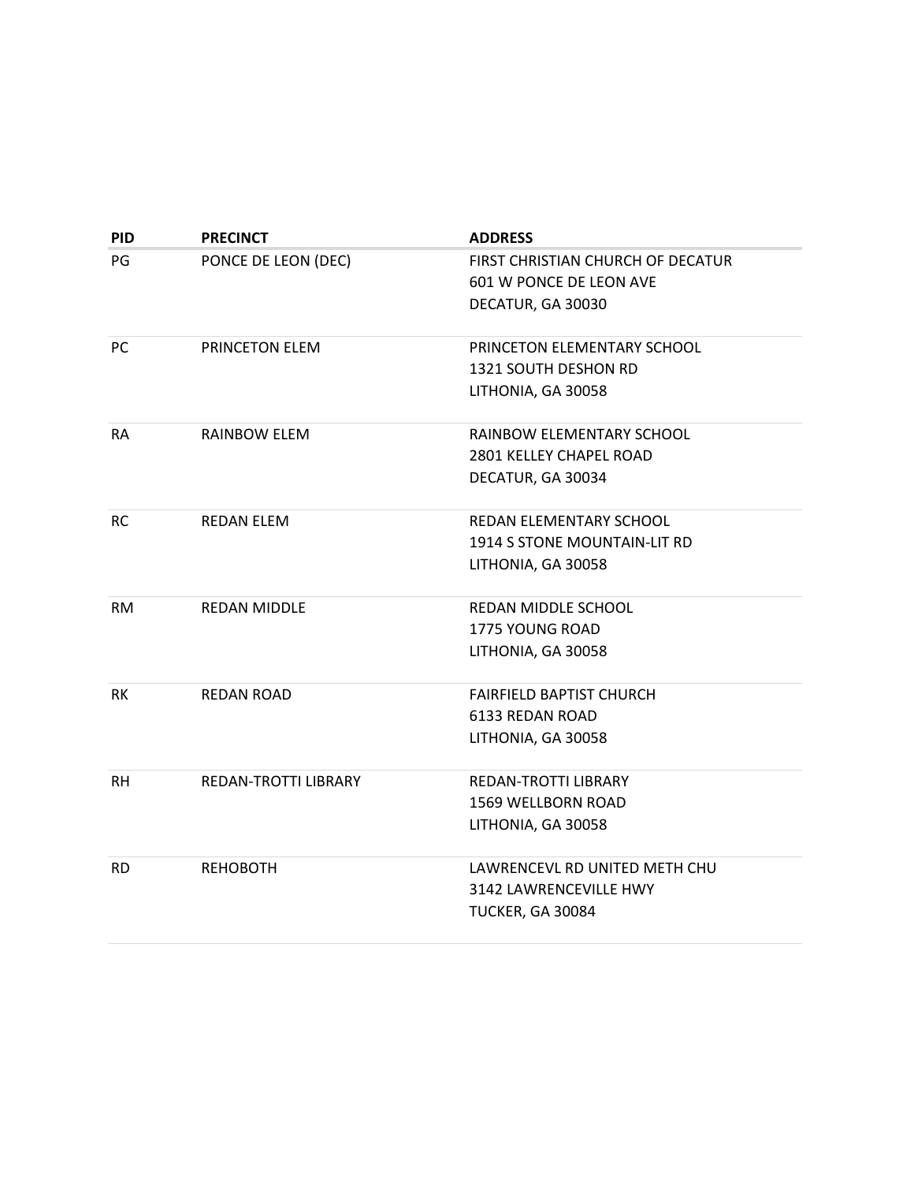| PID | PRECINCT | ADDRESS |
|---|---|---|
| PG | PONCE DE LEON (DEC) | FIRST CHRISTIAN CHURCH OF DECATUR<br>601 W PONCE DE LEON AVE<br>DECATUR, GA 30030 |
| PC | PRINCETON ELEM | PRINCETON ELEMENTARY SCHOOL<br>1321 SOUTH DESHON RD<br>LITHONIA, GA 30058 |
| RA | RAINBOW ELEM | RAINBOW ELEMENTARY SCHOOL<br>2801 KELLEY CHAPEL ROAD<br>DECATUR, GA 30034 |
| RC | REDAN ELEM | REDAN ELEMENTARY SCHOOL<br>1914 S STONE MOUNTAIN-LIT RD<br>LITHONIA, GA 30058 |
| RM | REDAN MIDDLE | REDAN MIDDLE SCHOOL<br>1775 YOUNG ROAD<br>LITHONIA, GA 30058 |
| RK | REDAN ROAD | FAIRFIELD BAPTIST CHURCH<br>6133 REDAN ROAD<br>LITHONIA, GA 30058 |
| RH | REDAN-TROTTI LIBRARY | REDAN-TROTTI LIBRARY<br>1569 WELLBORN ROAD<br>LITHONIA, GA 30058 |
| RD | REHOBOTH | LAWRENCEVL RD UNITED METH CHU<br>3142 LAWRENCEVILLE HWY<br>TUCKER, GA 30084 |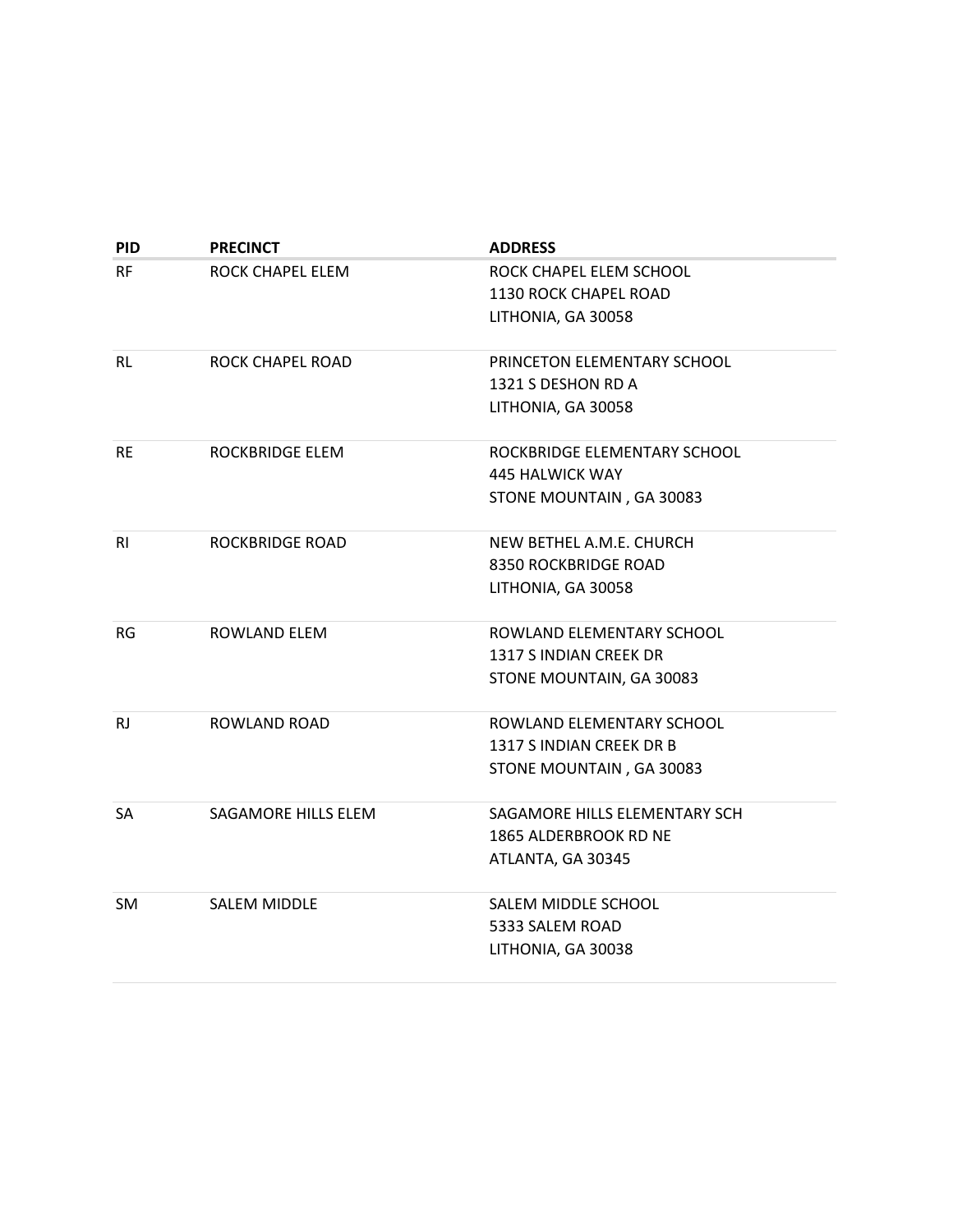| PID | PRECINCT | ADDRESS |
| --- | --- | --- |
| RF | ROCK CHAPEL ELEM | ROCK CHAPEL ELEM SCHOOL<br>1130 ROCK CHAPEL ROAD<br>LITHONIA, GA 30058 |
| RL | ROCK CHAPEL ROAD | PRINCETON ELEMENTARY SCHOOL<br>1321 S DESHON RD A<br>LITHONIA, GA 30058 |
| RE | ROCKBRIDGE ELEM | ROCKBRIDGE ELEMENTARY SCHOOL<br>445 HALWICK WAY<br>STONE MOUNTAIN , GA 30083 |
| RI | ROCKBRIDGE ROAD | NEW BETHEL A.M.E. CHURCH<br>8350 ROCKBRIDGE ROAD<br>LITHONIA, GA 30058 |
| RG | ROWLAND ELEM | ROWLAND ELEMENTARY SCHOOL<br>1317 S INDIAN CREEK DR<br>STONE MOUNTAIN, GA 30083 |
| RJ | ROWLAND ROAD | ROWLAND ELEMENTARY SCHOOL<br>1317 S INDIAN CREEK DR B<br>STONE MOUNTAIN , GA 30083 |
| SA | SAGAMORE HILLS ELEM | SAGAMORE HILLS ELEMENTARY SCH<br>1865 ALDERBROOK RD NE<br>ATLANTA, GA 30345 |
| SM | SALEM MIDDLE | SALEM MIDDLE SCHOOL<br>5333 SALEM ROAD<br>LITHONIA, GA 30038 |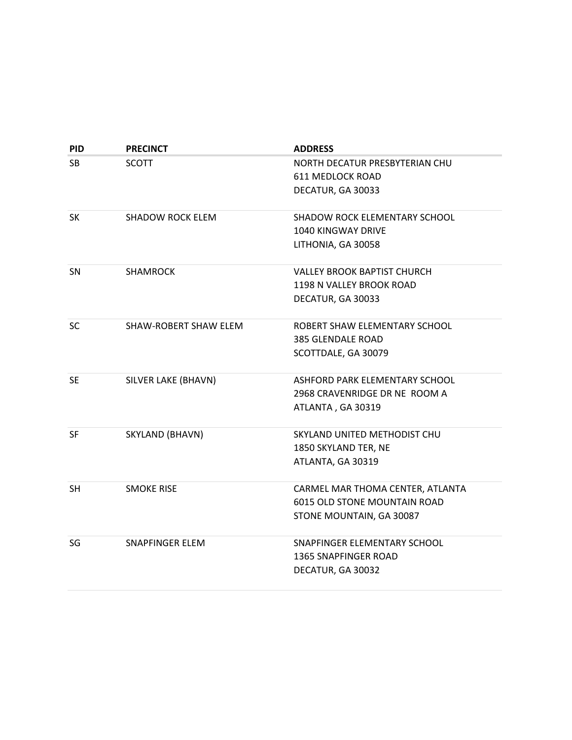| PID | PRECINCT | ADDRESS |
| --- | --- | --- |
| SB | SCOTT | NORTH DECATUR PRESBYTERIAN CHU<br>611 MEDLOCK ROAD<br>DECATUR, GA 30033 |
| SK | SHADOW ROCK ELEM | SHADOW ROCK ELEMENTARY SCHOOL<br>1040 KINGWAY DRIVE<br>LITHONIA, GA 30058 |
| SN | SHAMROCK | VALLEY BROOK BAPTIST CHURCH<br>1198 N VALLEY BROOK ROAD<br>DECATUR, GA 30033 |
| SC | SHAW-ROBERT SHAW ELEM | ROBERT SHAW ELEMENTARY SCHOOL<br>385 GLENDALE ROAD<br>SCOTTDALE, GA 30079 |
| SE | SILVER LAKE (BHAVN) | ASHFORD PARK ELEMENTARY SCHOOL<br>2968 CRAVENRIDGE DR NE ROOM A<br>ATLANTA , GA 30319 |
| SF | SKYLAND (BHAVN) | SKYLAND UNITED METHODIST CHU<br>1850 SKYLAND TER, NE<br>ATLANTA, GA 30319 |
| SH | SMOKE RISE | CARMEL MAR THOMA CENTER, ATLANTA<br>6015 OLD STONE MOUNTAIN ROAD<br>STONE MOUNTAIN, GA 30087 |
| SG | SNAPFINGER ELEM | SNAPFINGER ELEMENTARY SCHOOL<br>1365 SNAPFINGER ROAD<br>DECATUR, GA 30032 |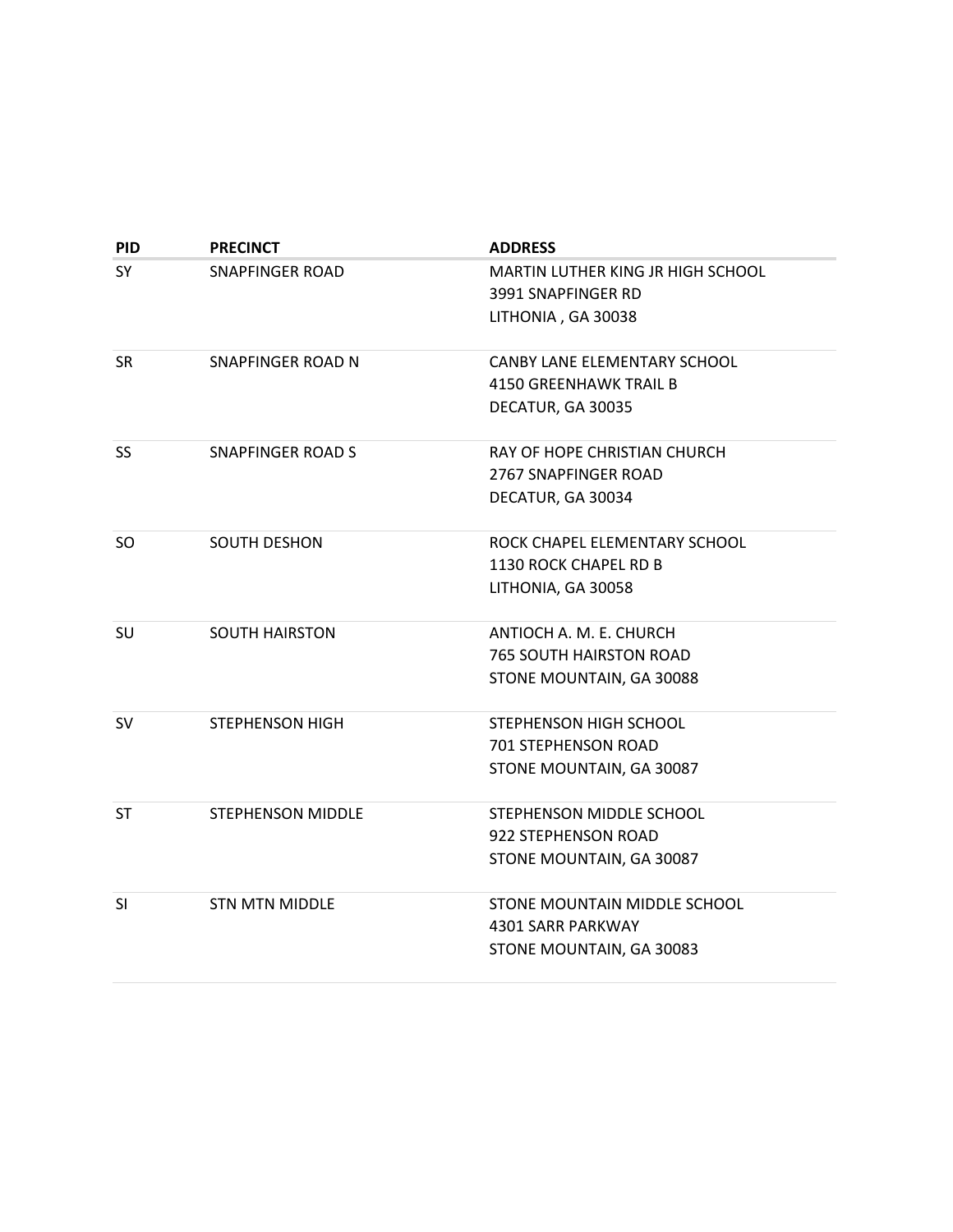| PID | PRECINCT | ADDRESS |
| --- | --- | --- |
| SY | SNAPFINGER ROAD | MARTIN LUTHER KING JR HIGH SCHOOL<br>3991 SNAPFINGER RD<br>LITHONIA , GA 30038 |
| SR | SNAPFINGER ROAD N | CANBY LANE ELEMENTARY SCHOOL<br>4150 GREENHAWK TRAIL B<br>DECATUR, GA 30035 |
| SS | SNAPFINGER ROAD S | RAY OF HOPE CHRISTIAN CHURCH<br>2767 SNAPFINGER ROAD<br>DECATUR, GA 30034 |
| SO | SOUTH DESHON | ROCK CHAPEL ELEMENTARY SCHOOL<br>1130 ROCK CHAPEL RD B<br>LITHONIA, GA 30058 |
| SU | SOUTH HAIRSTON | ANTIOCH A. M. E. CHURCH<br>765 SOUTH HAIRSTON ROAD<br>STONE MOUNTAIN, GA 30088 |
| SV | STEPHENSON HIGH | STEPHENSON HIGH SCHOOL<br>701 STEPHENSON ROAD<br>STONE MOUNTAIN, GA 30087 |
| ST | STEPHENSON MIDDLE | STEPHENSON MIDDLE SCHOOL<br>922 STEPHENSON ROAD<br>STONE MOUNTAIN, GA 30087 |
| SI | STN MTN MIDDLE | STONE MOUNTAIN MIDDLE SCHOOL<br>4301 SARR PARKWAY<br>STONE MOUNTAIN, GA 30083 |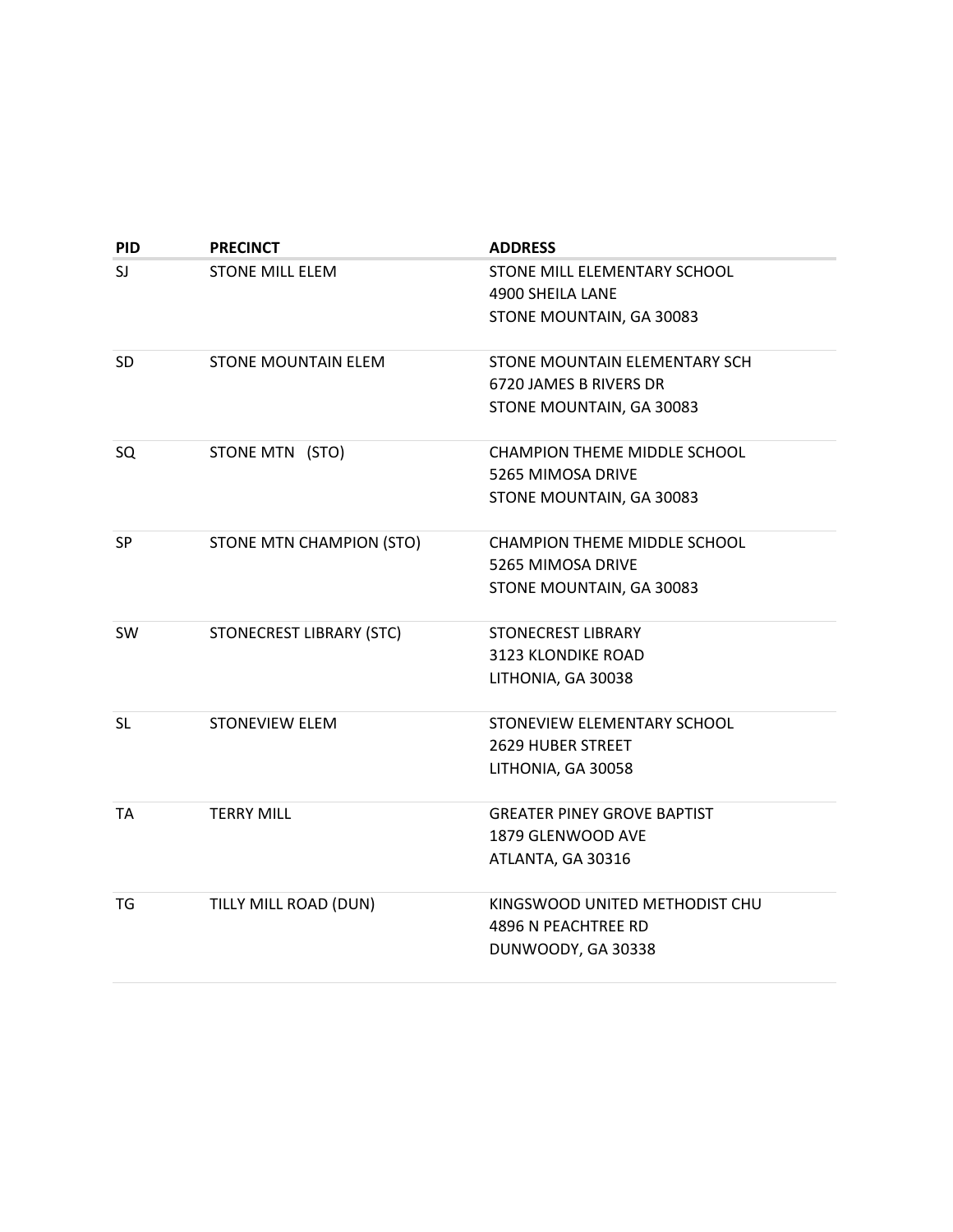| PID | PRECINCT | ADDRESS |
|---|---|---|
| SJ | STONE MILL ELEM | STONE MILL ELEMENTARY SCHOOL<br>4900 SHEILA LANE<br>STONE MOUNTAIN, GA 30083 |
| SD | STONE MOUNTAIN ELEM | STONE MOUNTAIN ELEMENTARY SCH<br>6720 JAMES B RIVERS DR<br>STONE MOUNTAIN, GA 30083 |
| SQ | STONE MTN (STO) | CHAMPION THEME MIDDLE SCHOOL<br>5265 MIMOSA DRIVE<br>STONE MOUNTAIN, GA 30083 |
| SP | STONE MTN CHAMPION (STO) | CHAMPION THEME MIDDLE SCHOOL<br>5265 MIMOSA DRIVE<br>STONE MOUNTAIN, GA 30083 |
| SW | STONECREST LIBRARY (STC) | STONECREST LIBRARY<br>3123 KLONDIKE ROAD<br>LITHONIA, GA 30038 |
| SL | STONEVIEW ELEM | STONEVIEW ELEMENTARY SCHOOL<br>2629 HUBER STREET<br>LITHONIA, GA 30058 |
| TA | TERRY MILL | GREATER PINEY GROVE BAPTIST<br>1879 GLENWOOD AVE<br>ATLANTA, GA 30316 |
| TG | TILLY MILL ROAD (DUN) | KINGSWOOD UNITED METHODIST CHU<br>4896 N PEACHTREE RD<br>DUNWOODY, GA 30338 |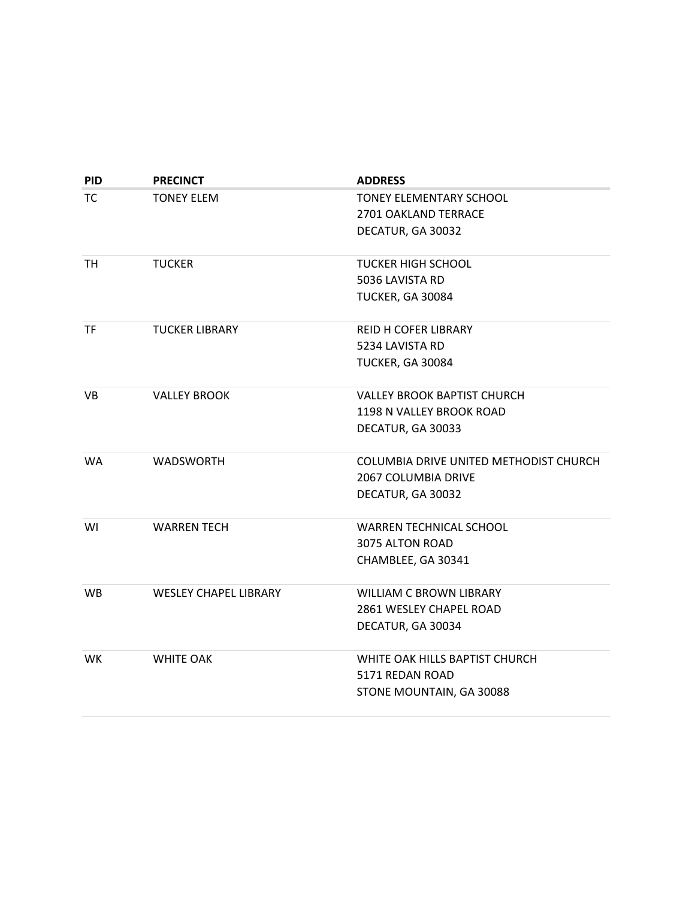| PID | PRECINCT | ADDRESS |
| --- | --- | --- |
| TC | TONEY ELEM | TONEY ELEMENTARY SCHOOL<br>2701 OAKLAND TERRACE<br>DECATUR, GA 30032 |
| TH | TUCKER | TUCKER HIGH SCHOOL<br>5036 LAVISTA RD<br>TUCKER, GA 30084 |
| TF | TUCKER LIBRARY | REID H COFER LIBRARY<br>5234 LAVISTA RD<br>TUCKER, GA 30084 |
| VB | VALLEY BROOK | VALLEY BROOK BAPTIST CHURCH<br>1198 N VALLEY BROOK ROAD<br>DECATUR, GA 30033 |
| WA | WADSWORTH | COLUMBIA DRIVE UNITED METHODIST CHURCH<br>2067 COLUMBIA DRIVE<br>DECATUR, GA 30032 |
| WI | WARREN TECH | WARREN TECHNICAL SCHOOL<br>3075 ALTON ROAD<br>CHAMBLEE, GA 30341 |
| WB | WESLEY CHAPEL LIBRARY | WILLIAM C BROWN LIBRARY<br>2861 WESLEY CHAPEL ROAD<br>DECATUR, GA 30034 |
| WK | WHITE OAK | WHITE OAK HILLS BAPTIST CHURCH<br>5171 REDAN ROAD<br>STONE MOUNTAIN, GA 30088 |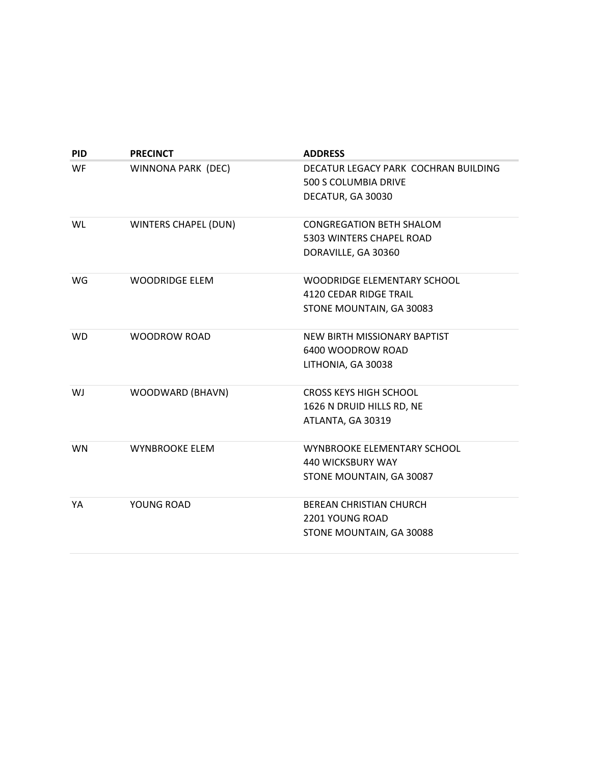| PID | PRECINCT | ADDRESS |
|---|---|---|
| WF | WINNONA PARK (DEC) | DECATUR LEGACY PARK COCHRAN BUILDING<br>500 S COLUMBIA DRIVE<br>DECATUR, GA 30030 |
| WL | WINTERS CHAPEL (DUN) | CONGREGATION BETH SHALOM<br>5303 WINTERS CHAPEL ROAD<br>DORAVILLE, GA 30360 |
| WG | WOODRIDGE ELEM | WOODRIDGE ELEMENTARY SCHOOL<br>4120 CEDAR RIDGE TRAIL<br>STONE MOUNTAIN, GA 30083 |
| WD | WOODROW ROAD | NEW BIRTH MISSIONARY BAPTIST<br>6400 WOODROW ROAD<br>LITHONIA, GA 30038 |
| WJ | WOODWARD (BHAVN) | CROSS KEYS HIGH SCHOOL<br>1626 N DRUID HILLS RD, NE<br>ATLANTA, GA 30319 |
| WN | WYNBROOKE ELEM | WYNBROOKE ELEMENTARY SCHOOL<br>440 WICKSBURY WAY<br>STONE MOUNTAIN, GA 30087 |
| YA | YOUNG ROAD | BEREAN CHRISTIAN CHURCH<br>2201 YOUNG ROAD<br>STONE MOUNTAIN, GA 30088 |